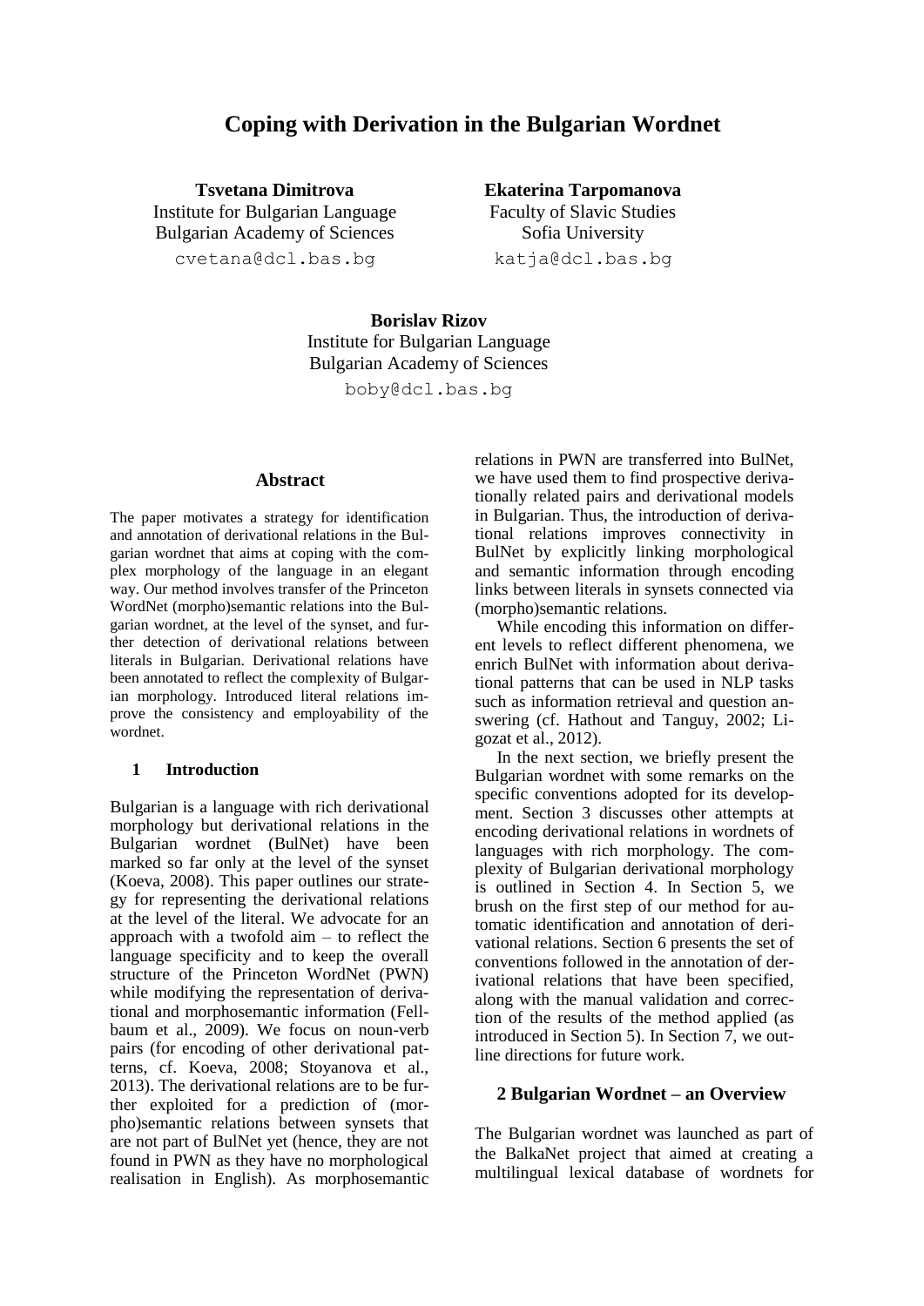# Coping with Derivation in the Bulgarian Wordnet

**Tsvetana Dimitrova**
Institute for Bulgarian Language
Bulgarian Academy of Sciences
cvetana@dcl.bas.bg

**Ekaterina Tarpomanova**
Faculty of Slavic Studies
Sofia University
katja@dcl.bas.bg

**Borislav Rizov**
Institute for Bulgarian Language
Bulgarian Academy of Sciences
boby@dcl.bas.bg

## Abstract

The paper motivates a strategy for identification and annotation of derivational relations in the Bulgarian wordnet that aims at coping with the complex morphology of the language in an elegant way. Our method involves transfer of the Princeton WordNet (morpho)semantic relations into the Bulgarian wordnet, at the level of the synset, and further detection of derivational relations between literals in Bulgarian. Derivational relations have been annotated to reflect the complexity of Bulgarian morphology. Introduced literal relations improve the consistency and employability of the wordnet.

## 1 Introduction

Bulgarian is a language with rich derivational morphology but derivational relations in the Bulgarian wordnet (BulNet) have been marked so far only at the level of the synset (Koeva, 2008). This paper outlines our strategy for representing the derivational relations at the level of the literal. We advocate for an approach with a twofold aim – to reflect the language specificity and to keep the overall structure of the Princeton WordNet (PWN) while modifying the representation of derivational and morphosemantic information (Fellbaum et al., 2009). We focus on noun-verb pairs (for encoding of other derivational patterns, cf. Koeva, 2008; Stoyanova et al., 2013). The derivational relations are to be further exploited for a prediction of (morpho)semantic relations between synsets that are not part of BulNet yet (hence, they are not found in PWN as they have no morphological realisation in English). As morphosemantic relations in PWN are transferred into BulNet, we have used them to find prospective derivationally related pairs and derivational models in Bulgarian. Thus, the introduction of derivational relations improves connectivity in BulNet by explicitly linking morphological and semantic information through encoding links between literals in synsets connected via (morpho)semantic relations.

While encoding this information on different levels to reflect different phenomena, we enrich BulNet with information about derivational patterns that can be used in NLP tasks such as information retrieval and question answering (cf. Hathout and Tanguy, 2002; Ligozat et al., 2012).

In the next section, we briefly present the Bulgarian wordnet with some remarks on the specific conventions adopted for its development. Section 3 discusses other attempts at encoding derivational relations in wordnets of languages with rich morphology. The complexity of Bulgarian derivational morphology is outlined in Section 4. In Section 5, we brush on the first step of our method for automatic identification and annotation of derivational relations. Section 6 presents the set of conventions followed in the annotation of derivational relations that have been specified, along with the manual validation and correction of the results of the method applied (as introduced in Section 5). In Section 7, we outline directions for future work.

## 2 Bulgarian Wordnet – an Overview

The Bulgarian wordnet was launched as part of the BalkaNet project that aimed at creating a multilingual lexical database of wordnets for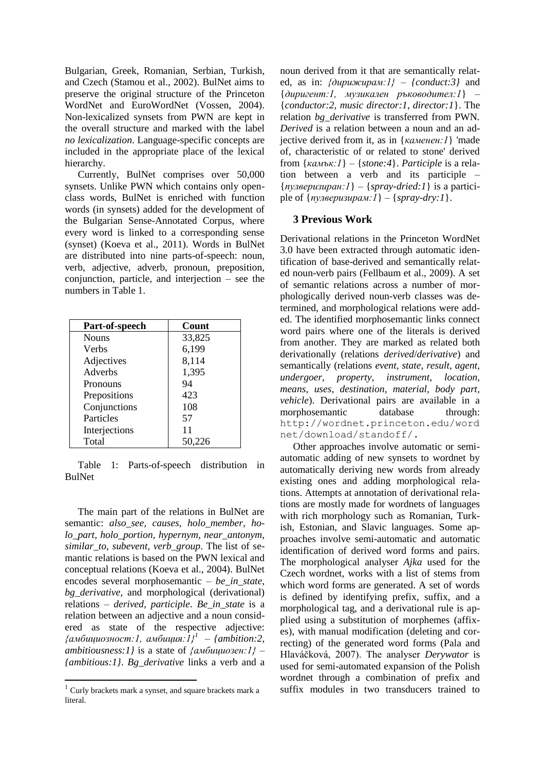Bulgarian, Greek, Romanian, Serbian, Turkish, and Czech (Stamou et al., 2002). BulNet aims to preserve the original structure of the Princeton WordNet and EuroWordNet (Vossen, 2004). Non-lexicalized synsets from PWN are kept in the overall structure and marked with the label *no lexicalization*. Language-specific concepts are included in the appropriate place of the lexical hierarchy.

Currently, BulNet comprises over 50,000 synsets. Unlike PWN which contains only open-class words, BulNet is enriched with function words (in synsets) added for the development of the Bulgarian Sense-Annotated Corpus, where every word is linked to a corresponding sense (synset) (Koeva et al., 2011). Words in BulNet are distributed into nine parts-of-speech: noun, verb, adjective, adverb, pronoun, preposition, conjunction, particle, and interjection – see the numbers in Table 1.

| Part-of-speech | Count |
|---|---|
| Nouns | 33,825 |
| Verbs | 6,199 |
| Adjectives | 8,114 |
| Adverbs | 1,395 |
| Pronouns | 94 |
| Prepositions | 423 |
| Conjunctions | 108 |
| Particles | 57 |
| Interjections | 11 |
| Total | 50,226 |

Table 1: Parts-of-speech distribution in BulNet

The main part of the relations in BulNet are semantic: *also_see, causes, holo_member, holo_part, holo_portion, hypernym, near_antonym, similar_to, subevent, verb_group*. The list of semantic relations is based on the PWN lexical and conceptual relations (Koeva et al., 2004). BulNet encodes several morphosemantic – *be_in_state, bg_derivative*, and morphological (derivational) relations – *derived, participle*. *Be_in_state* is a relation between an adjective and a noun considered as state of the respective adjective: *{амбициозност:1, амбиция:1}*[1] – *{ambition:2, ambitiousness:1}* is a state of *{амбициозен:1}* – *{ambitious:1}*. *Bg_derivative* links a verb and a noun derived from it that are semantically related, as in: *{дирижирам:1}* – *{conduct:3}* and {*диригент:1, музикален ръководител:1*} – {*conductor:2, music director:1, director:1*}. The relation *bg_derivative* is transferred from PWN. *Derived* is a relation between a noun and an adjective derived from it, as in {*каменен:1*} 'made of, characteristic of or related to stone' derived from {*камък:1*} – {*stone:4*}. *Participle* is a relation between a verb and its participle – {*пулверизиран:1*} – {*spray-dried:1*} is a participle of {*пулверизирам:1*} – {*spray-dry:1*}.

## 3 Previous Work

Derivational relations in the Princeton WordNet 3.0 have been extracted through automatic identification of base-derived and semantically related noun-verb pairs (Fellbaum et al., 2009). A set of semantic relations across a number of morphologically derived noun-verb classes was determined, and morphological relations were added. The identified morphosemantic links connect word pairs where one of the literals is derived from another. They are marked as related both derivationally (relations *derived*/*derivative*) and semantically (relations *event, state, result, agent, undergoer, property, instrument, location, means, uses, destination, material, body part, vehicle*). Derivational pairs are available in a morphosemantic database through: http://wordnet.princeton.edu/wordnet/download/standoff/.

Other approaches involve automatic or semi-automatic adding of new synsets to wordnet by automatically deriving new words from already existing ones and adding morphological relations. Attempts at annotation of derivational relations are mostly made for wordnets of languages with rich morphology such as Romanian, Turkish, Estonian, and Slavic languages. Some approaches involve semi-automatic and automatic identification of derived word forms and pairs. The morphological analyser *Ajka* used for the Czech wordnet, works with a list of stems from which word forms are generated. A set of words is defined by identifying prefix, suffix, and a morphological tag, and a derivational rule is applied using a substitution of morphemes (affixes), with manual modification (deleting and correcting) of the generated word forms (Pala and Hlaváčková, 2007). The analyser *Derywator* is used for semi-automated expansion of the Polish wordnet through a combination of prefix and suffix modules in two transducers trained to

[1] Curly brackets mark a synset, and square brackets mark a literal.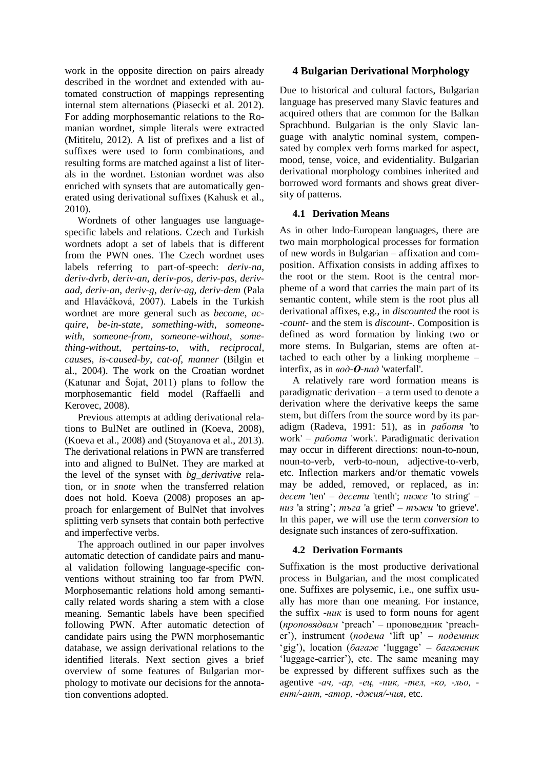work in the opposite direction on pairs already described in the wordnet and extended with automated construction of mappings representing internal stem alternations (Piasecki et al. 2012). For adding morphosemantic relations to the Romanian wordnet, simple literals were extracted (Mititelu, 2012). A list of prefixes and a list of suffixes were used to form combinations, and resulting forms are matched against a list of literals in the wordnet. Estonian wordnet was also enriched with synsets that are automatically generated using derivational suffixes (Kahusk et al., 2010).

Wordnets of other languages use language-specific labels and relations. Czech and Turkish wordnets adopt a set of labels that is different from the PWN ones. The Czech wordnet uses labels referring to part-of-speech: *deriv-na*, *deriv-dvrb*, *deriv-an*, *deriv-pos*, *deriv-pas*, *deriv-aad*, *deriv-an*, *deriv-g*, *deriv-ag*, *deriv-dem* (Pala and Hlaváčková, 2007). Labels in the Turkish wordnet are more general such as *become*, *acquire*, *be-in-state*, *something-with*, *someone-with*, *someone-from*, *someone-without*, *something-without*, *pertains-to*, *with*, *reciprocal*, *causes*, *is-caused-by*, *cat-of*, *manner* (Bilgin et al., 2004). The work on the Croatian wordnet (Katunar and Šojat, 2011) plans to follow the morphosemantic field model (Raffaelli and Kerovec, 2008).

Previous attempts at adding derivational relations to BulNet are outlined in (Koeva, 2008), (Koeva et al., 2008) and (Stoyanova et al., 2013). The derivational relations in PWN are transferred into and aligned to BulNet. They are marked at the level of the synset with *bg_derivative* relation, or in *snote* when the transferred relation does not hold. Koeva (2008) proposes an approach for enlargement of BulNet that involves splitting verb synsets that contain both perfective and imperfective verbs.

The approach outlined in our paper involves automatic detection of candidate pairs and manual validation following language-specific conventions without straining too far from PWN. Morphosemantic relations hold among semantically related words sharing a stem with a close meaning. Semantic labels have been specified following PWN. After automatic detection of candidate pairs using the PWN morphosemantic database, we assign derivational relations to the identified literals. Next section gives a brief overview of some features of Bulgarian morphology to motivate our decisions for the annotation conventions adopted.

## 4 Bulgarian Derivational Morphology

Due to historical and cultural factors, Bulgarian language has preserved many Slavic features and acquired others that are common for the Balkan Sprachbund. Bulgarian is the only Slavic language with analytic nominal system, compensated by complex verb forms marked for aspect, mood, tense, voice, and evidentiality. Bulgarian derivational morphology combines inherited and borrowed word formants and shows great diversity of patterns.

### 4.1 Derivation Means

As in other Indo-European languages, there are two main morphological processes for formation of new words in Bulgarian – affixation and composition. Affixation consists in adding affixes to the root or the stem. Root is the central morpheme of a word that carries the main part of its semantic content, while stem is the root plus all derivational affixes, e.g., in *discounted* the root is *-count-* and the stem is *discount-*. Composition is defined as word formation by linking two or more stems. In Bulgarian, stems are often attached to each other by a linking morpheme – interfix, as in *вод-**О**-пад* 'waterfall'.

A relatively rare word formation means is paradigmatic derivation – a term used to denote a derivation where the derivative keeps the same stem, but differs from the source word by its paradigm (Radeva, 1991: 51), as in *работя* 'to work' – *работа* 'work'. Paradigmatic derivation may occur in different directions: noun-to-noun, noun-to-verb, verb-to-noun, adjective-to-verb, etc. Inflection markers and/or thematic vowels may be added, removed, or replaced, as in: *десет* 'ten' – *десети* 'tenth'; *ниже* 'to string' – *низ* 'a string'; *тъга* 'a grief' – *тъжи* 'to grieve'. In this paper, we will use the term *conversion* to designate such instances of zero-suffixation.

### 4.2 Derivation Formants

Suffixation is the most productive derivational process in Bulgarian, and the most complicated one. Suffixes are polysemic, i.e., one suffix usually has more than one meaning. For instance, the suffix *-ник* is used to form nouns for agent (*проповядвам* 'preach' – проповедник 'preacher'), instrument (*подема* 'lift up' – *подемник* 'gig'), location (*багаж* 'luggage' – *багажник* 'luggage-carrier'), etc. The same meaning may be expressed by different suffixes such as the agentive *-ач, -ар, -ец, -ник, -тел, -ко, -льо, -ент/-ант, -атор, -джия/-чия*, etc.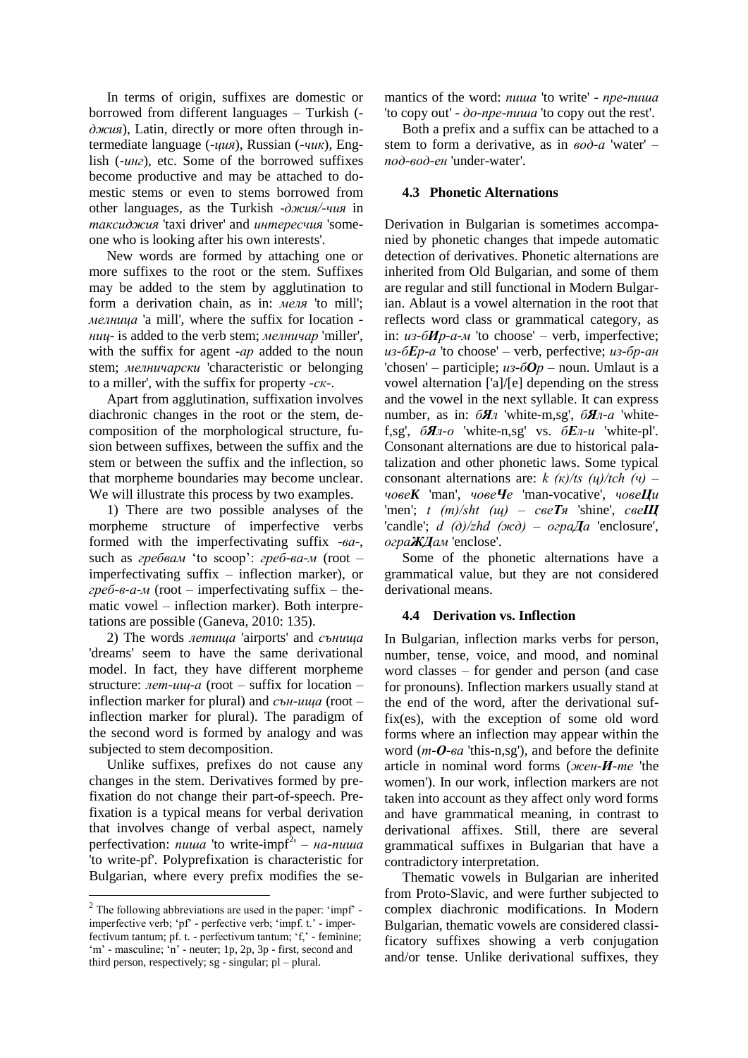In terms of origin, suffixes are domestic or borrowed from different languages – Turkish (*-джия*), Latin, directly or more often through intermediate language (*-ция*), Russian (*-чик*), English (*-инг*), etc. Some of the borrowed suffixes become productive and may be attached to domestic stems or even to stems borrowed from other languages, as the Turkish *-джия/-чия* in *таксиджия* 'taxi driver' and *интересчия* 'someone who is looking after his own interests'.

New words are formed by attaching one or more suffixes to the root or the stem. Suffixes may be added to the stem by agglutination to form a derivation chain, as in: *меля* 'to mill'; *мелница* 'a mill', where the suffix for location *-ниц-* is added to the verb stem; *мелничар* 'miller', with the suffix for agent *-ар* added to the noun stem; *мелничарски* 'characteristic or belonging to a miller', with the suffix for property *-ск-*.

Apart from agglutination, suffixation involves diachronic changes in the root or the stem, decomposition of the morphological structure, fusion between suffixes, between the suffix and the stem or between the suffix and the inflection, so that morpheme boundaries may become unclear. We will illustrate this process by two examples.

1) There are two possible analyses of the morpheme structure of imperfective verbs formed with the imperfectivating suffix *-ва-*, such as *гребвам* 'to scoop': *греб-ва-м* (root – imperfectivating suffix – inflection marker), or *греб-в-а-м* (root – imperfectivating suffix – thematic vowel – inflection marker). Both interpretations are possible (Ganeva, 2010: 135).

2) The words *летища* 'airports' and *сънища* 'dreams' seem to have the same derivational model. In fact, they have different morpheme structure: *лет-ищ-а* (root – suffix for location – inflection marker for plural) and *сън-ища* (root – inflection marker for plural). The paradigm of the second word is formed by analogy and was subjected to stem decomposition.

Unlike suffixes, prefixes do not cause any changes in the stem. Derivatives formed by prefixation do not change their part-of-speech. Prefixation is a typical means for verbal derivation that involves change of verbal aspect, namely perfectivation: *пиша* 'to write-impf[2]' – *на-пиша* 'to write-pf'. Polyprefixation is characteristic for Bulgarian, where every prefix modifies the semantics of the word: *пиша* 'to write' - *пре-пиша* 'to copy out' - *до-пре-пиша* 'to copy out the rest'.

Both a prefix and a suffix can be attached to a stem to form a derivative, as in *вод-а* 'water' – *под-вод-ен* 'under-water'.

### 4.3 Phonetic Alternations

Derivation in Bulgarian is sometimes accompanied by phonetic changes that impede automatic detection of derivatives. Phonetic alternations are inherited from Old Bulgarian, and some of them are regular and still functional in Modern Bulgarian. Ablaut is a vowel alternation in the root that reflects word class or grammatical category, as in: *из-б**И**р-а-м* 'to choose' – verb, imperfective; *из-б**Е**р-а* 'to choose' – verb, perfective; *из-бр-ан* 'chosen' – participle; *из-б**О**р* – noun. Umlaut is a vowel alternation ['a]/[e] depending on the stress and the vowel in the next syllable. It can express number, as in: *б**Я**л* 'white-m,sg', *б**Я**л-а* 'white-f,sg', *б**Я**л-о* 'white-n,sg' vs. *б**Е**л-и* 'white-pl'. Consonant alternations are due to historical palatalization and other phonetic laws. Some typical consonant alternations are: *k (к)/ts (ц)/tch (ч)* – *чове**К*** 'man', *чове**Ч**е* 'man-vocative', *чове**Ц**и* 'men'; *t (т)/sht (щ)* – *све**Т**я* 'shine', *све**Щ*** 'candle'; *d (д)/zhd (жд)* – *огра**Д**а* 'enclosure', *огра**ЖД**ам* 'enclose'.

Some of the phonetic alternations have a grammatical value, but they are not considered derivational means.

### 4.4 Derivation vs. Inflection

In Bulgarian, inflection marks verbs for person, number, tense, voice, and mood, and nominal word classes – for gender and person (and case for pronouns). Inflection markers usually stand at the end of the word, after the derivational suffix(es), with the exception of some old word forms where an inflection may appear within the word (*т-**О**-ва* 'this-n,sg'), and before the definite article in nominal word forms (*жен-**И**-те* 'the women'). In our work, inflection markers are not taken into account as they affect only word forms and have grammatical meaning, in contrast to derivational affixes. Still, there are several grammatical suffixes in Bulgarian that have a contradictory interpretation.

Thematic vowels in Bulgarian are inherited from Proto-Slavic, and were further subjected to complex diachronic modifications. In Modern Bulgarian, thematic vowels are considered classificatory suffixes showing a verb conjugation and/or tense. Unlike derivational suffixes, they

[2] The following abbreviations are used in the paper: 'impf' - imperfective verb; 'pf' - perfective verb; 'impf. t.' - imperfectivum tantum; pf. t. - perfectivum tantum; 'f,' - feminine; 'm' - masculine; 'n' - neuter; 1p, 2p, 3p - first, second and third person, respectively; sg - singular; pl – plural.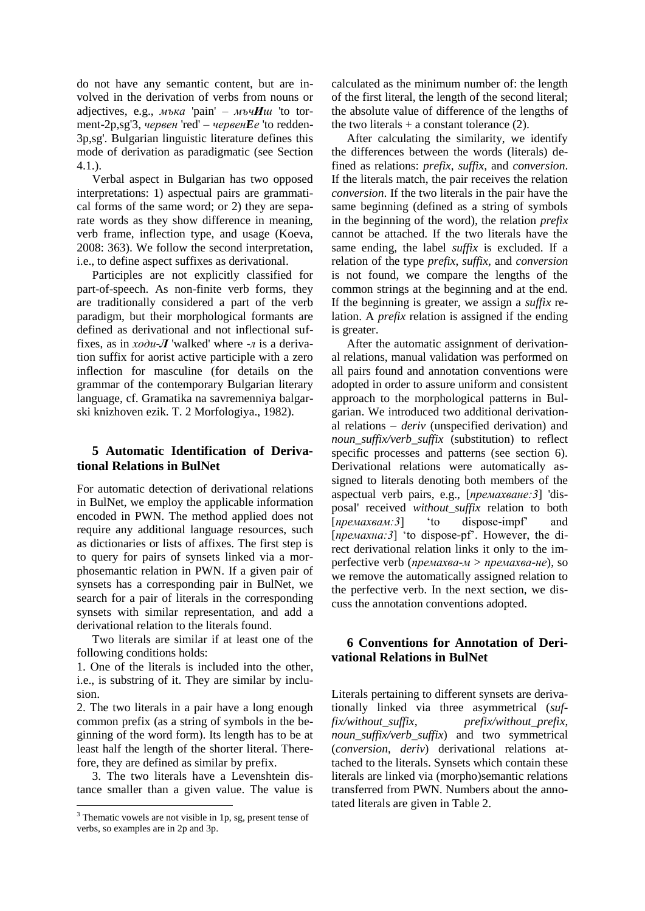do not have any semantic content, but are involved in the derivation of verbs from nouns or adjectives, e.g., *мъка* 'pain' – *мъч**И**ш* 'to torment-2p,sg'3, *червен* 'red' – *червен**Е**е* 'to redden-3p,sg'. Bulgarian linguistic literature defines this mode of derivation as paradigmatic (see Section 4.1.).

Verbal aspect in Bulgarian has two opposed interpretations: 1) aspectual pairs are grammatical forms of the same word; or 2) they are separate words as they show difference in meaning, verb frame, inflection type, and usage (Koeva, 2008: 363). We follow the second interpretation, i.e., to define aspect suffixes as derivational.

Participles are not explicitly classified for part-of-speech. As non-finite verb forms, they are traditionally considered a part of the verb paradigm, but their morphological formants are defined as derivational and not inflectional suffixes, as in *ходи-**Л*** 'walked' where *-л* is a derivation suffix for aorist active participle with a zero inflection for masculine (for details on the grammar of the contemporary Bulgarian literary language, cf. Gramatika na savremenniya balgarski knizhoven ezik. T. 2 Morfologiya., 1982).

## 5 Automatic Identification of Derivational Relations in BulNet

For automatic detection of derivational relations in BulNet, we employ the applicable information encoded in PWN. The method applied does not require any additional language resources, such as dictionaries or lists of affixes. The first step is to query for pairs of synsets linked via a morphosemantic relation in PWN. If a given pair of synsets has a corresponding pair in BulNet, we search for a pair of literals in the corresponding synsets with similar representation, and add a derivational relation to the literals found.

Two literals are similar if at least one of the following conditions holds:

1. One of the literals is included into the other, i.e., is substring of it. They are similar by inclusion.

2. The two literals in a pair have a long enough common prefix (as a string of symbols in the beginning of the word form). Its length has to be at least half the length of the shorter literal. Therefore, they are defined as similar by prefix.

3. The two literals have a Levenshtein distance smaller than a given value. The value is calculated as the minimum number of: the length of the first literal, the length of the second literal; the absolute value of difference of the lengths of the two literals + a constant tolerance (2).

After calculating the similarity, we identify the differences between the words (literals) defined as relations: *prefix*, *suffix*, and *conversion*. If the literals match, the pair receives the relation *conversion*. If the two literals in the pair have the same beginning (defined as a string of symbols in the beginning of the word), the relation *prefix* cannot be attached. If the two literals have the same ending, the label *suffix* is excluded. If a relation of the type *prefix*, *suffix*, and *conversion* is not found, we compare the lengths of the common strings at the beginning and at the end. If the beginning is greater, we assign a *suffix* relation. A *prefix* relation is assigned if the ending is greater.

After the automatic assignment of derivational relations, manual validation was performed on all pairs found and annotation conventions were adopted in order to assure uniform and consistent approach to the morphological patterns in Bulgarian. We introduced two additional derivational relations – *deriv* (unspecified derivation) and *noun_suffix/verb_suffix* (substitution) to reflect specific processes and patterns (see section 6). Derivational relations were automatically assigned to literals denoting both members of the aspectual verb pairs, e.g., [*премахване:3*] 'disposal' received *without_suffix* relation to both [*премахвам:3*] 'to dispose-impf' and [*премахна:3*] 'to dispose-pf'. However, the direct derivational relation links it only to the imperfective verb (*премахва-м* > *премахва-не*), so we remove the automatically assigned relation to the perfective verb. In the next section, we discuss the annotation conventions adopted.

## 6 Conventions for Annotation of Derivational Relations in BulNet

Literals pertaining to different synsets are derivationally linked via three asymmetrical (*suffix/without_suffix*, *prefix/without_prefix*, *noun_suffix/verb_suffix*) and two symmetrical (*conversion*, *deriv*) derivational relations attached to the literals. Synsets which contain these literals are linked via (morpho)semantic relations transferred from PWN. Numbers about the annotated literals are given in Table 2.

---

[3] Thematic vowels are not visible in 1p, sg, present tense of verbs, so examples are in 2p and 3p.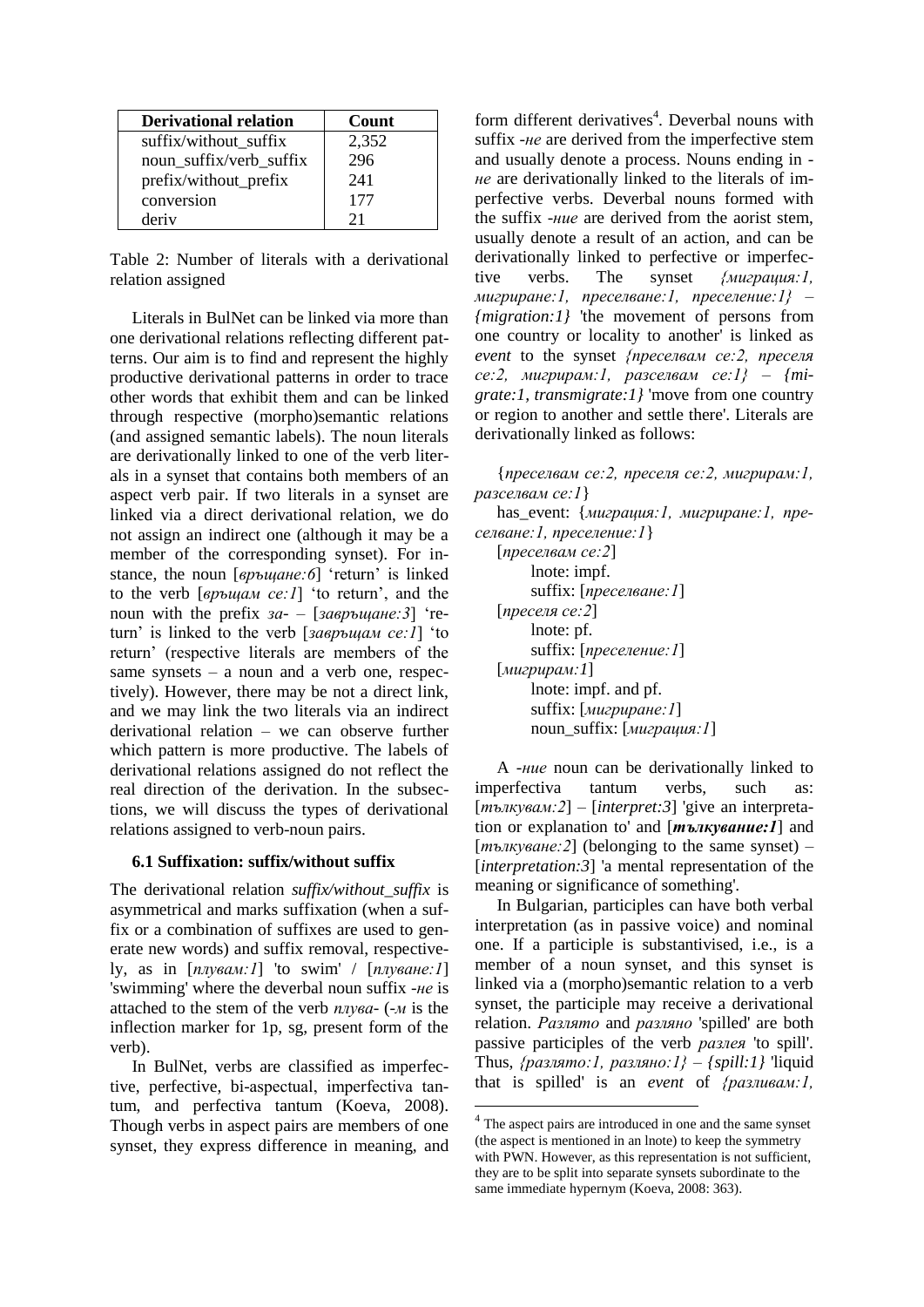| Derivational relation | Count |
|---|---|
| suffix/without_suffix | 2,352 |
| noun_suffix/verb_suffix | 296 |
| prefix/without_prefix | 241 |
| conversion | 177 |
| deriv | 21 |

Table 2: Number of literals with a derivational relation assigned

Literals in BulNet can be linked via more than one derivational relations reflecting different patterns. Our aim is to find and represent the highly productive derivational patterns in order to trace other words that exhibit them and can be linked through respective (morpho)semantic relations (and assigned semantic labels). The noun literals are derivationally linked to one of the verb literals in a synset that contains both members of an aspect verb pair. If two literals in a synset are linked via a direct derivational relation, we do not assign an indirect one (although it may be a member of the corresponding synset). For instance, the noun [*връщане:6*] 'return' is linked to the verb [*връщам се:1*] 'to return', and the noun with the prefix *за-* – [*завръщане:3*] 'return' is linked to the verb [*завръщам се:1*] 'to return' (respective literals are members of the same synsets – a noun and a verb one, respectively). However, there may be not a direct link, and we may link the two literals via an indirect derivational relation – we can observe further which pattern is more productive. The labels of derivational relations assigned do not reflect the real direction of the derivation. In the subsections, we will discuss the types of derivational relations assigned to verb-noun pairs.

### 6.1 Suffixation: suffix/without suffix

The derivational relation *suffix/without_suffix* is asymmetrical and marks suffixation (when a suffix or a combination of suffixes are used to generate new words) and suffix removal, respectively, as in [*плувам:1*] 'to swim' / [*плуване:1*] 'swimming' where the deverbal noun suffix *-не* is attached to the stem of the verb *плува-* (*-м* is the inflection marker for 1p, sg, present form of the verb).

In BulNet, verbs are classified as imperfective, perfective, bi-aspectual, imperfectiva tantum, and perfectiva tantum (Koeva, 2008). Though verbs in aspect pairs are members of one synset, they express difference in meaning, and form different derivatives[4]. Deverbal nouns with suffix *-не* are derived from the imperfective stem and usually denote a process. Nouns ending in *-не* are derivationally linked to the literals of imperfective verbs. Deverbal nouns formed with the suffix *-ние* are derived from the aorist stem, usually denote a result of an action, and can be derivationally linked to perfective or imperfective verbs. The synset *{миграция:1, мигриране:1, преселване:1, преселение:1}* – *{migration:1}* 'the movement of persons from one country or locality to another' is linked as *event* to the synset *{преселвам се:2, преселя се:2, мигрирам:1, разселвам се:1}* – *{migrate:1, transmigrate:1}* 'move from one country or region to another and settle there'. Literals are derivationally linked as follows:

{*преселвам се:2, преселя се:2, мигрирам:1, разселвам се:1*}
has_event: {*миграция:1, мигриране:1, преселване:1, преселение:1*}
[*преселвам се:2*]
  lnote: impf.
  suffix: [*преселване:1*]
[*преселя се:2*]
  lnote: pf.
  suffix: [*преселение:1*]
[*мигрирам:1*]
  lnote: impf. and pf.
  suffix: [*мигриране:1*]
  noun_suffix: [*миграция:1*]

A *-ние* noun can be derivationally linked to imperfectiva tantum verbs, such as: [*тълкувам:2*] – [*interpret:3*] 'give an interpretation or explanation to' and [***тълкувание:1***] and [*тълкуване:2*] (belonging to the same synset) – [*interpretation:3*] 'a mental representation of the meaning or significance of something'.

In Bulgarian, participles can have both verbal interpretation (as in passive voice) and nominal one. If a participle is substantivised, i.e., is a member of a noun synset, and this synset is linked via a (morpho)semantic relation to a verb synset, the participle may receive a derivational relation. *Разлято* and *разляно* 'spilled' are both passive participles of the verb *разлея* 'to spill'. Thus, *{разлято:1, разляно:1}* – *{spill:1}* 'liquid that is spilled' is an *event* of *{разливам:1,*

[4] The aspect pairs are introduced in one and the same synset (the aspect is mentioned in an lnote) to keep the symmetry with PWN. However, as this representation is not sufficient, they are to be split into separate synsets subordinate to the same immediate hypernym (Koeva, 2008: 363).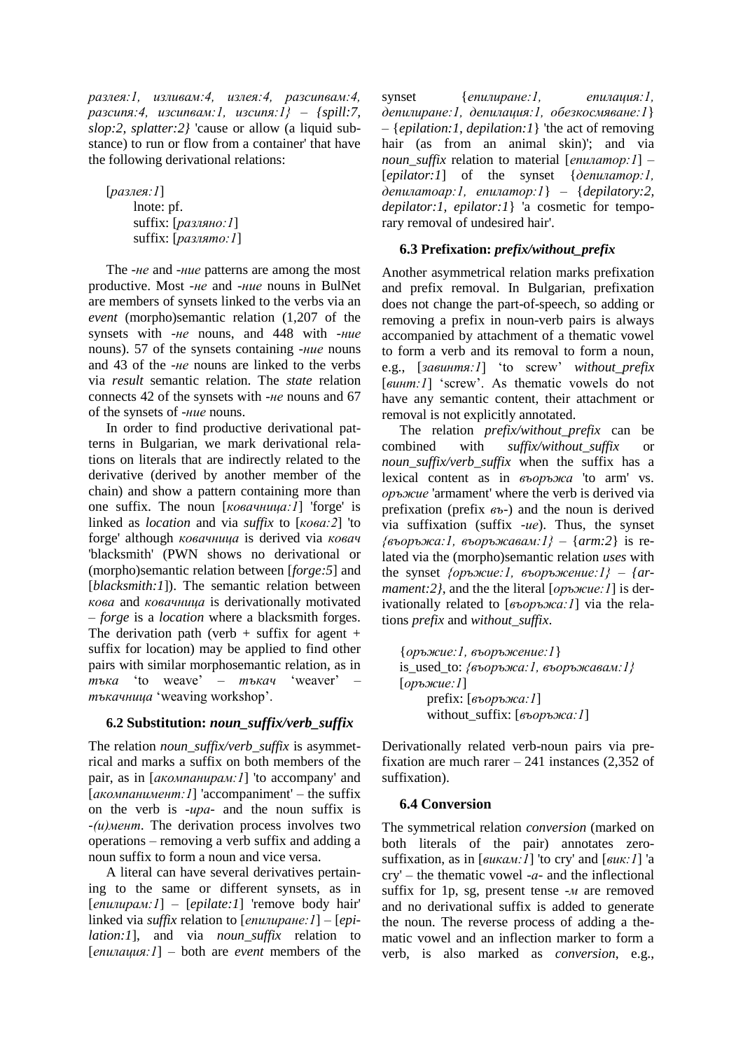*разлея:1, изливам:4, излея:4, разсипвам:4, разсипя:4, изсипвам:1, изсипя:1}* – *{spill:7, slop:2, splatter:2}* 'cause or allow (a liquid substance) to run or flow from a container' that have the following derivational relations:

> [*разлея:1*]
> lnote: pf.
> suffix: [*разляно:1*]
> suffix: [*разлято:1*]

The *-не* and *-ние* patterns are among the most productive. Most *-не* and *-ние* nouns in BulNet are members of synsets linked to the verbs via an *event* (morpho)semantic relation (1,207 of the synsets with *-не* nouns, and 448 with *-ние* nouns). 57 of the synsets containing *-ние* nouns and 43 of the *-не* nouns are linked to the verbs via *result* semantic relation. The *state* relation connects 42 of the synsets with *-не* nouns and 67 of the synsets of *-ние* nouns.

In order to find productive derivational patterns in Bulgarian, we mark derivational relations on literals that are indirectly related to the derivative (derived by another member of the chain) and show a pattern containing more than one suffix. The noun [*ковачница:1*] 'forge' is linked as *location* and via *suffix* to [*кова:2*] 'to forge' although *ковачница* is derived via *ковач* 'blacksmith' (PWN shows no derivational or (morpho)semantic relation between [*forge:5*] and [*blacksmith:1*]). The semantic relation between *кова* and *ковачница* is derivationally motivated – *forge* is a *location* where a blacksmith forges. The derivation path (verb + suffix for agent + suffix for location) may be applied to find other pairs with similar morphosemantic relation, as in *тъка* 'to weave' – *тъкач* 'weaver' – *тъкачница* 'weaving workshop'.

### 6.2 Substitution: *noun_suffix/verb_suffix*

The relation *noun_suffix/verb_suffix* is asymmetrical and marks a suffix on both members of the pair, as in [*акомпанирам:1*] 'to accompany' and [*акомпанимент:1*] 'accompaniment' – the suffix on the verb is *-ира-* and the noun suffix is *-(и)мент*. The derivation process involves two operations – removing a verb suffix and adding a noun suffix to form a noun and vice versa.

A literal can have several derivatives pertaining to the same or different synsets, as in [*епилирам:1*] – [*epilate:1*] 'remove body hair' linked via *suffix* relation to [*епилиране:1*] – [*epilation:1*], and via *noun_suffix* relation to [*епилация:1*] – both are *event* members of the synset {*епилиране:1, епилация:1, депилиране:1, депилация:1, обезкосмяване:1*} – {*epilation:1, depilation:1*} 'the act of removing hair (as from an animal skin)'; and via *noun_suffix* relation to material [*епилатор:1*] – [*epilator:1*] of the synset {*депилатор:1, депилатоар:1, епилатор:1*} – {*depilatory:2, depilator:1, epilator:1*} 'a cosmetic for temporary removal of undesired hair'.

### 6.3 Prefixation: *prefix/without_prefix*

Another asymmetrical relation marks prefixation and prefix removal. In Bulgarian, prefixation does not change the part-of-speech, so adding or removing a prefix in noun-verb pairs is always accompanied by attachment of a thematic vowel to form a verb and its removal to form a noun, e.g., [*завинтя:1*] 'to screw' *without_prefix* [*винт:1*] 'screw'. As thematic vowels do not have any semantic content, their attachment or removal is not explicitly annotated.

The relation *prefix/without_prefix* can be combined with *suffix/without_suffix* or *noun_suffix/verb_suffix* when the suffix has a lexical content as in *въоръжа* 'to arm' vs. *оръжие* 'armament' where the verb is derived via prefixation (prefix *въ-*) and the noun is derived via suffixation (suffix *-ие*). Thus, the synset *{въоръжа:1, въоръжавам:1}* – {*arm:2*} is related via the (morpho)semantic relation *uses* with the synset *{оръжие:1, въоръжение:1}* – *{armament:2}*, and the the literal [*оръжие:1*] is derivationally related to [*въоръжа:1*] via the relations *prefix* and *without_suffix*.

> {*оръжие:1, въоръжение:1*}
> is_used_to: *{въоръжа:1, въоръжавам:1}*
> [*оръжие:1*]
> prefix: [*въоръжа:1*]
> without_suffix: [*въоръжа:1*]

Derivationally related verb-noun pairs via prefixation are much rarer – 241 instances (2,352 of suffixation).

### 6.4 Conversion

The symmetrical relation *conversion* (marked on both literals of the pair) annotates zero-suffixation, as in [*викам:1*] 'to cry' and [*вик:1*] 'a cry' – the thematic vowel *-а-* and the inflectional suffix for 1p, sg, present tense *-м* are removed and no derivational suffix is added to generate the noun. The reverse process of adding a thematic vowel and an inflection marker to form a verb, is also marked as *conversion*, e.g.,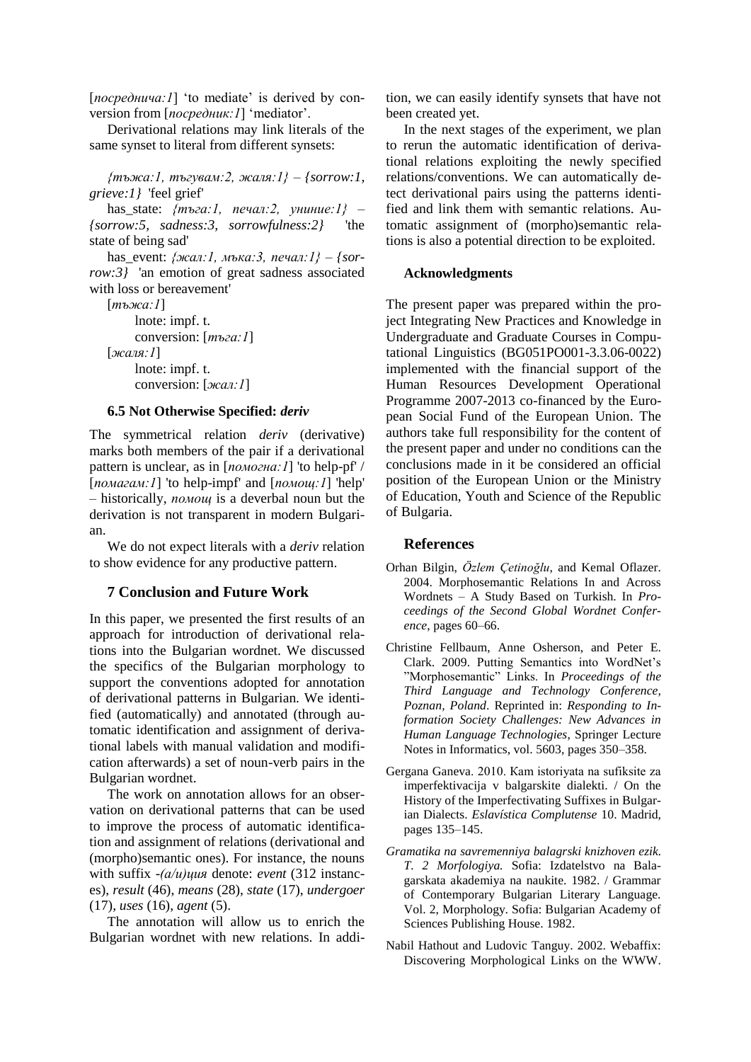[*посреднича:1*] 'to mediate' is derived by conversion from [*посредник:1*] 'mediator'.

Derivational relations may link literals of the same synset to literal from different synsets:

*{тъжа:1, тъгувам:2, жаля:1} – {sorrow:1, grieve:1}* 'feel grief'

has_state: *{тъга:1, печал:2, униние:1} – {sorrow:5, sadness:3, sorrowfulness:2}* 'the state of being sad'

has_event: *{жал:1, мъка:3, печал:1} – {sorrow:3}* 'an emotion of great sadness associated with loss or bereavement'

[*тъжа:1*]
    lnote: impf. t.
    conversion: [*тъга:1*]
[*жаля:1*]
    lnote: impf. t.
    conversion: [*жал:1*]

### 6.5 Not Otherwise Specified: *deriv*

The symmetrical relation *deriv* (derivative) marks both members of the pair if a derivational pattern is unclear, as in [*помогна:1*] 'to help-pf' / [*помагам:1*] 'to help-impf' and [*помощ:1*] 'help' – historically, *помощ* is a deverbal noun but the derivation is not transparent in modern Bulgarian.

We do not expect literals with a *deriv* relation to show evidence for any productive pattern.

## 7 Conclusion and Future Work

In this paper, we presented the first results of an approach for introduction of derivational relations into the Bulgarian wordnet. We discussed the specifics of the Bulgarian morphology to support the conventions adopted for annotation of derivational patterns in Bulgarian. We identified (automatically) and annotated (through automatic identification and assignment of derivational labels with manual validation and modification afterwards) a set of noun-verb pairs in the Bulgarian wordnet.

The work on annotation allows for an observation on derivational patterns that can be used to improve the process of automatic identification and assignment of relations (derivational and (morpho)semantic ones). For instance, the nouns with suffix *-(а/и)ция* denote: *event* (312 instances), *result* (46), *means* (28), *state* (17), *undergoer* (17), *uses* (16), *agent* (5).

The annotation will allow us to enrich the Bulgarian wordnet with new relations. In addition, we can easily identify synsets that have not been created yet.

In the next stages of the experiment, we plan to rerun the automatic identification of derivational relations exploiting the newly specified relations/conventions. We can automatically detect derivational pairs using the patterns identified and link them with semantic relations. Automatic assignment of (morpho)semantic relations is also a potential direction to be exploited.

### Acknowledgments

The present paper was prepared within the project Integrating New Practices and Knowledge in Undergraduate and Graduate Courses in Computational Linguistics (BG051PO001-3.3.06-0022) implemented with the financial support of the Human Resources Development Operational Programme 2007-2013 co-financed by the European Social Fund of the European Union. The authors take full responsibility for the content of the present paper and under no conditions can the conclusions made in it be considered an official position of the European Union or the Ministry of Education, Youth and Science of the Republic of Bulgaria.

## References

Orhan Bilgin, *Özlem Çetinoğlu*, and Kemal Oflazer. 2004. Morphosemantic Relations In and Across Wordnets – A Study Based on Turkish. In *Proceedings of the Second Global Wordnet Conference*, pages 60–66.

Christine Fellbaum, Anne Osherson, and Peter E. Clark. 2009. Putting Semantics into WordNet's "Morphosemantic" Links. In *Proceedings of the Third Language and Technology Conference, Poznan, Poland*. Reprinted in: *Responding to Information Society Challenges: New Advances in Human Language Technologies*, Springer Lecture Notes in Informatics, vol. 5603, pages 350–358.

Gergana Ganeva. 2010. Kam istoriyata na sufiksite za imperfektivacija v balgarskite dialekti. / On the History of the Imperfectivating Suffixes in Bulgarian Dialects. *Eslavística Complutense* 10. Madrid, pages 135–145.

*Gramatika na savremenniya balagrski knizhoven ezik. T. 2 Morfologiya.* Sofia: Izdatelstvo na Balagarskata akademiya na naukite. 1982. / Grammar of Contemporary Bulgarian Literary Language. Vol. 2, Morphology. Sofia: Bulgarian Academy of Sciences Publishing House. 1982.

Nabil Hathout and Ludovic Tanguy. 2002. Webaffix: Discovering Morphological Links on the WWW.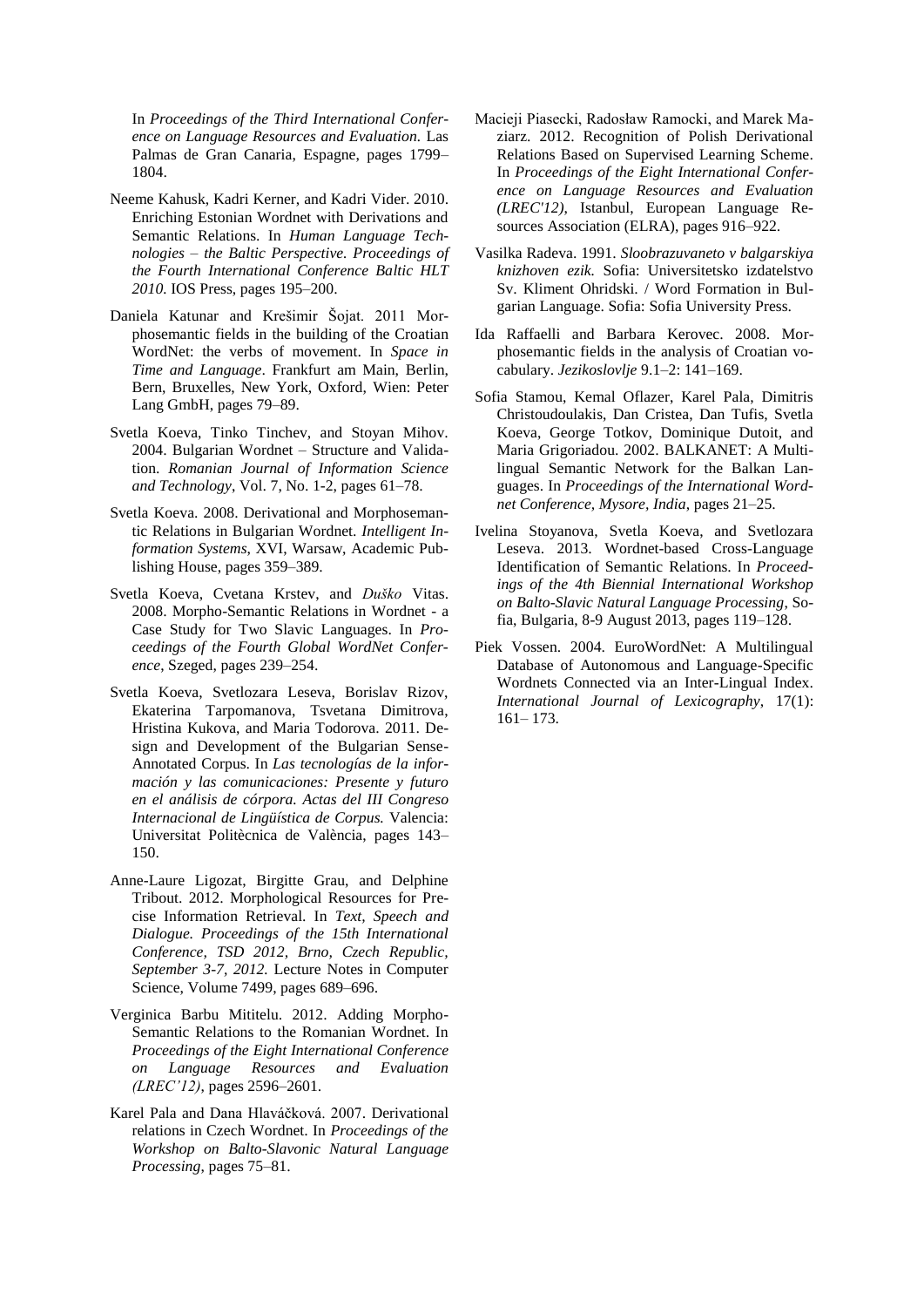In *Proceedings of the Third International Conference on Language Resources and Evaluation.* Las Palmas de Gran Canaria, Espagne, pages 1799–1804.

Neeme Kahusk, Kadri Kerner, and Kadri Vider. 2010. Enriching Estonian Wordnet with Derivations and Semantic Relations. In *Human Language Technologies – the Baltic Perspective. Proceedings of the Fourth International Conference Baltic HLT 2010.* IOS Press, pages 195–200.

Daniela Katunar and Krešimir Šojat. 2011 Morphosemantic fields in the building of the Croatian WordNet: the verbs of movement. In *Space in Time and Language*. Frankfurt am Main, Berlin, Bern, Bruxelles, New York, Oxford, Wien: Peter Lang GmbH, pages 79–89.

Svetla Koeva, Tinko Tinchev, and Stoyan Mihov. 2004. Bulgarian Wordnet – Structure and Validation. *Romanian Journal of Information Science and Technology*, Vol. 7, No. 1-2, pages 61–78.

Svetla Koeva. 2008. Derivational and Morphosemantic Relations in Bulgarian Wordnet. *Intelligent Information Systems*, XVI, Warsaw, Academic Publishing House, pages 359–389.

Svetla Koeva, Cvetana Krstev, and *Duško* Vitas. 2008. Morpho-Semantic Relations in Wordnet - a Case Study for Two Slavic Languages. In *Proceedings of the Fourth Global WordNet Conference*, Szeged, pages 239–254.

Svetla Koeva, Svetlozara Leseva, Borislav Rizov, Ekaterina Tarpomanova, Tsvetana Dimitrova, Hristina Kukova, and Maria Todorova. 2011. Design and Development of the Bulgarian Sense-Annotated Corpus. In *Las tecnologías de la información y las comunicaciones: Presente y futuro en el análisis de córpora. Actas del III Congreso Internacional de Lingüística de Corpus.* Valencia: Universitat Politècnica de València, pages 143–150.

Anne-Laure Ligozat, Birgitte Grau, and Delphine Tribout. 2012. Morphological Resources for Precise Information Retrieval. In *Text, Speech and Dialogue. Proceedings of the 15th International Conference, TSD 2012, Brno, Czech Republic, September 3-7, 2012.* Lecture Notes in Computer Science, Volume 7499, pages 689–696.

Verginica Barbu Mititelu. 2012. Adding Morpho-Semantic Relations to the Romanian Wordnet. In *Proceedings of the Eight International Conference on Language Resources and Evaluation (LREC'12)*, pages 2596–2601.

Karel Pala and Dana Hlaváčková. 2007. Derivational relations in Czech Wordnet. In *Proceedings of the Workshop on Balto-Slavonic Natural Language Processing*, pages 75–81.

Macieji Piasecki, Radosław Ramocki, and Marek Maziarz. 2012. Recognition of Polish Derivational Relations Based on Supervised Learning Scheme. In *Proceedings of the Eight International Conference on Language Resources and Evaluation (LREC'12)*, Istanbul, European Language Resources Association (ELRA), pages 916–922.

Vasilka Radeva. 1991. *Sloobrazuvaneto v balgarskiya knizhoven ezik.* Sofia: Universitetsko izdatelstvo Sv. Kliment Ohridski. / Word Formation in Bulgarian Language. Sofia: Sofia University Press.

Ida Raffaelli and Barbara Kerovec. 2008. Morphosemantic fields in the analysis of Croatian vocabulary. *Jezikoslovlje* 9.1–2: 141–169.

Sofia Stamou, Kemal Oflazer, Karel Pala, Dimitris Christoudoulakis, Dan Cristea, Dan Tufis, Svetla Koeva, George Totkov, Dominique Dutoit, and Maria Grigoriadou. 2002. BALKANET: A Multilingual Semantic Network for the Balkan Languages. In *Proceedings of the International Wordnet Conference, Mysore, India*, pages 21–25.

Ivelina Stoyanova, Svetla Koeva, and Svetlozara Leseva. 2013. Wordnet-based Cross-Language Identification of Semantic Relations. In *Proceedings of the 4th Biennial International Workshop on Balto-Slavic Natural Language Processing*, Sofia, Bulgaria, 8-9 August 2013, pages 119–128.

Piek Vossen. 2004. EuroWordNet: A Multilingual Database of Autonomous and Language-Specific Wordnets Connected via an Inter-Lingual Index. *International Journal of Lexicography*, 17(1): 161– 173.